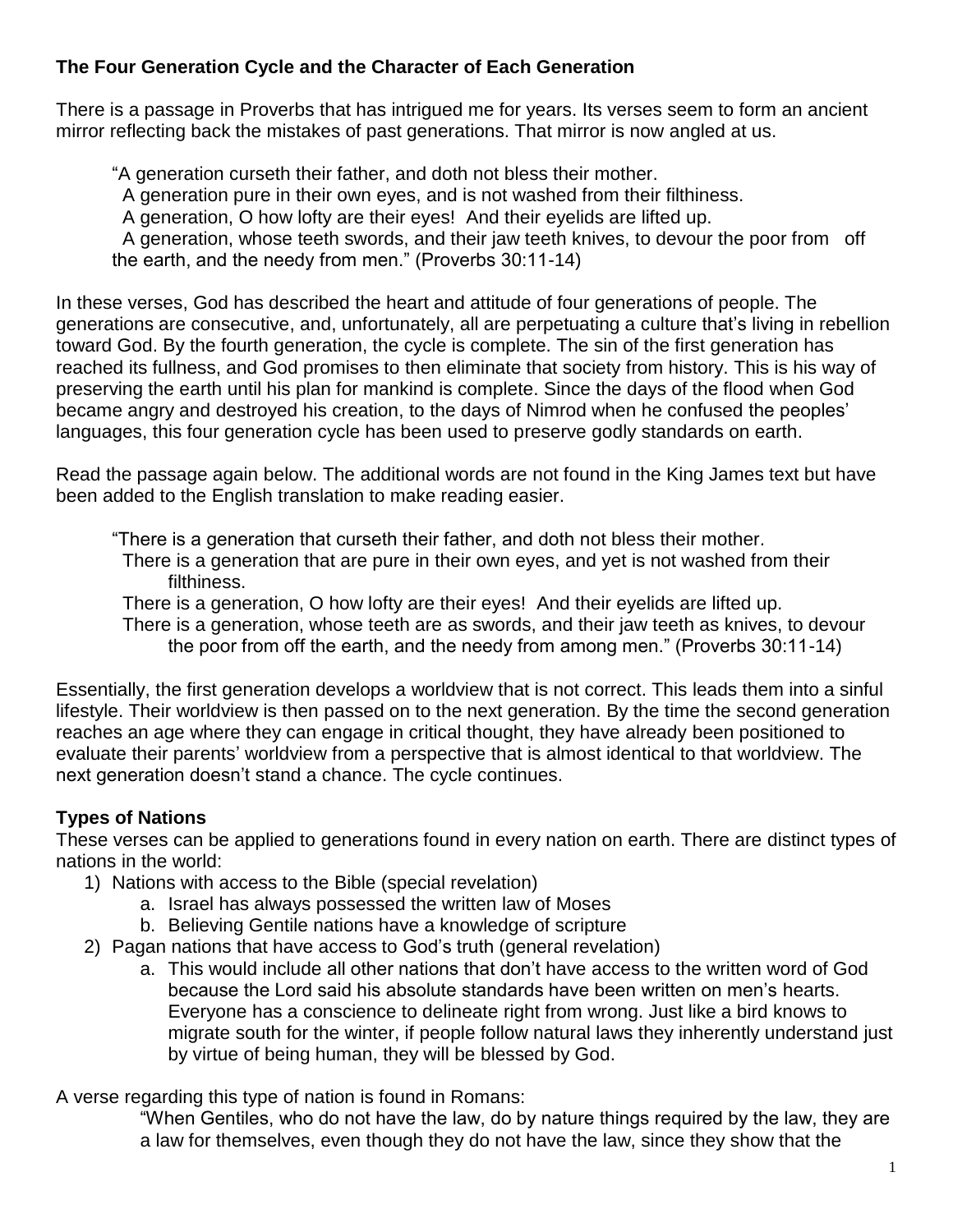**The Four Generation Cycle and the Character of Each Generation**

There is a passage in Proverbs that has intrigued me for years. Its verses seem to form an ancient mirror reflecting back the mistakes of past generations. That mirror is now angled at us.

> "A generation curseth their father, and doth not bless their mother.
> A generation pure in their own eyes, and is not washed from their filthiness.
> A generation, O how lofty are their eyes! And their eyelids are lifted up.
> A generation, whose teeth swords, and their jaw teeth knives, to devour the poor from off the earth, and the needy from men." (Proverbs 30:11-14)

In these verses, God has described the heart and attitude of four generations of people. The generations are consecutive, and, unfortunately, all are perpetuating a culture that's living in rebellion toward God. By the fourth generation, the cycle is complete. The sin of the first generation has reached its fullness, and God promises to then eliminate that society from history. This is his way of preserving the earth until his plan for mankind is complete. Since the days of the flood when God became angry and destroyed his creation, to the days of Nimrod when he confused the peoples' languages, this four generation cycle has been used to preserve godly standards on earth.

Read the passage again below. The additional words are not found in the King James text but have been added to the English translation to make reading easier.

> "There is a generation that curseth their father, and doth not bless their mother.
> There is a generation that are pure in their own eyes, and yet is not washed from their filthiness.
> There is a generation, O how lofty are their eyes! And their eyelids are lifted up.
> There is a generation, whose teeth are as swords, and their jaw teeth as knives, to devour the poor from off the earth, and the needy from among men." (Proverbs 30:11-14)

Essentially, the first generation develops a worldview that is not correct. This leads them into a sinful lifestyle. Their worldview is then passed on to the next generation. By the time the second generation reaches an age where they can engage in critical thought, they have already been positioned to evaluate their parents' worldview from a perspective that is almost identical to that worldview. The next generation doesn't stand a chance. The cycle continues.

**Types of Nations**

These verses can be applied to generations found in every nation on earth. There are distinct types of nations in the world:

1) Nations with access to the Bible (special revelation)
   a. Israel has always possessed the written law of Moses
   b. Believing Gentile nations have a knowledge of scripture
2) Pagan nations that have access to God's truth (general revelation)
   a. This would include all other nations that don't have access to the written word of God because the Lord said his absolute standards have been written on men's hearts. Everyone has a conscience to delineate right from wrong. Just like a bird knows to migrate south for the winter, if people follow natural laws they inherently understand just by virtue of being human, they will be blessed by God.

A verse regarding this type of nation is found in Romans:

> "When Gentiles, who do not have the law, do by nature things required by the law, they are a law for themselves, even though they do not have the law, since they show that the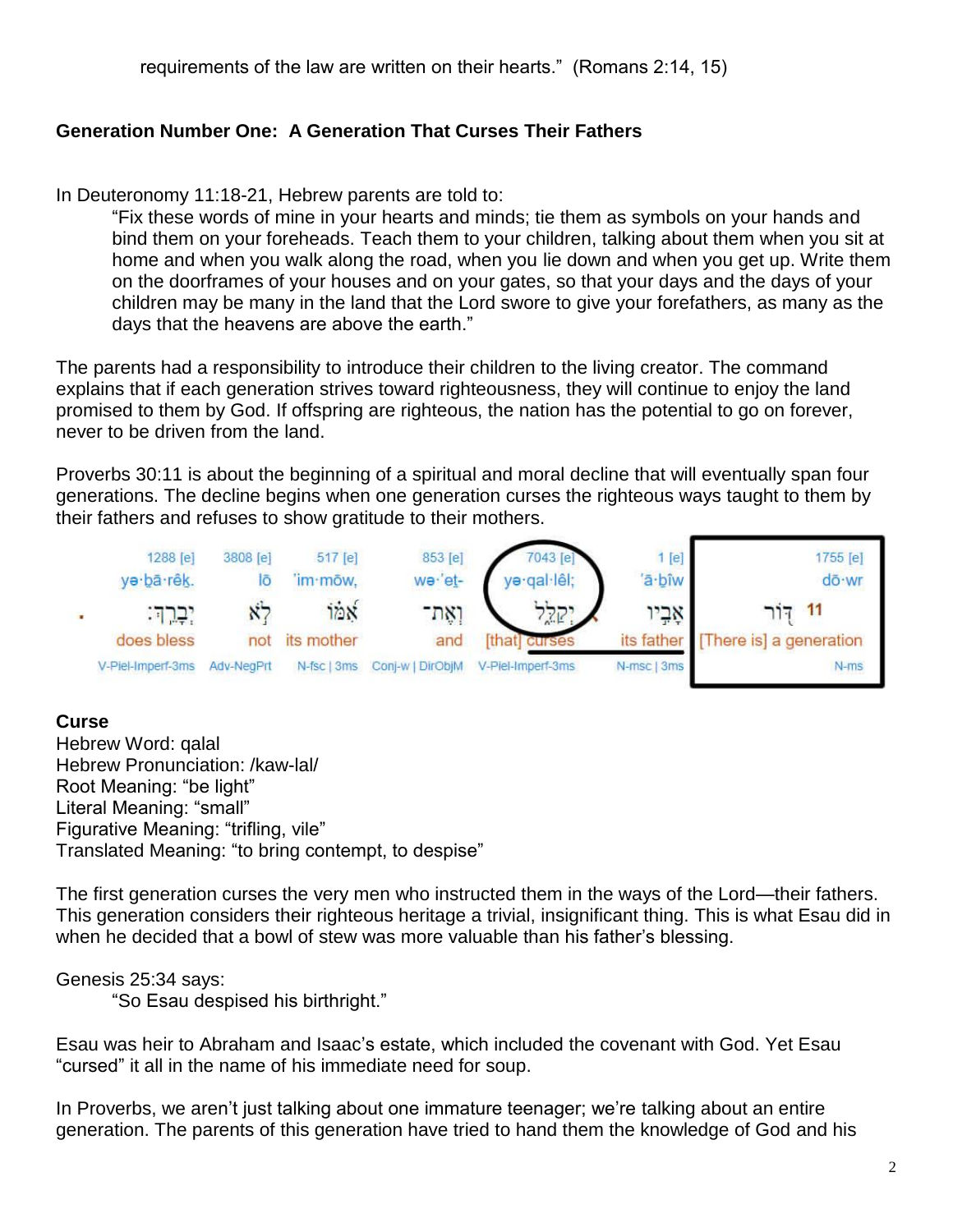requirements of the law are written on their hearts." (Romans 2:14, 15)

**Generation Number One: A Generation That Curses Their Fathers**

In Deuteronomy 11:18-21, Hebrew parents are told to:

> "Fix these words of mine in your hearts and minds; tie them as symbols on your hands and bind them on your foreheads. Teach them to your children, talking about them when you sit at home and when you walk along the road, when you lie down and when you get up. Write them on the doorframes of your houses and on your gates, so that your days and the days of your children may be many in the land that the Lord swore to give your forefathers, as many as the days that the heavens are above the earth."

The parents had a responsibility to introduce their children to the living creator. The command explains that if each generation strives toward righteousness, they will continue to enjoy the land promised to them by God. If offspring are righteous, the nation has the potential to go on forever, never to be driven from the land.

Proverbs 30:11 is about the beginning of a spiritual and moral decline that will eventually span four generations. The decline begins when one generation curses the righteous ways taught to them by their fathers and refuses to show gratitude to their mothers.

| 1288 [e] | 3808 [e] | 517 [e] | 853 [e] | 7043 [e] | 1 [e] | 1755 [e] |
|---|---|---|---|---|---|---|
| yə·ḇā·rêḵ. | lō | 'im·mōw, | wə·'eṯ- | yə·qal·lêl; | 'ā·ḇîw | dō·wr |
| יְבָרֵֽךְ׃ | לֹ֣א | אִ֝מּ֗וֹ | וְאֶת־ | יְקַלֵּ֑ל | אָבִ֣יו | 11 דּ֭וֹר |
| does bless | not | its mother | and | [that] curses | its father | [There is] a generation |
| V-Piel-Imperf-3ms | Adv-NegPrt | N-fsc \| 3ms | Conj-w \| DirObjM | V-Piel-Imperf-3ms | N-msc \| 3ms | N-ms |

**Curse**
Hebrew Word: qalal
Hebrew Pronunciation: /kaw-lal/
Root Meaning: "be light"
Literal Meaning: "small"
Figurative Meaning: "trifling, vile"
Translated Meaning: "to bring contempt, to despise"

The first generation curses the very men who instructed them in the ways of the Lord—their fathers. This generation considers their righteous heritage a trivial, insignificant thing. This is what Esau did in when he decided that a bowl of stew was more valuable than his father's blessing.

Genesis 25:34 says:

> "So Esau despised his birthright."

Esau was heir to Abraham and Isaac's estate, which included the covenant with God. Yet Esau "cursed" it all in the name of his immediate need for soup.

In Proverbs, we aren't just talking about one immature teenager; we're talking about an entire generation. The parents of this generation have tried to hand them the knowledge of God and his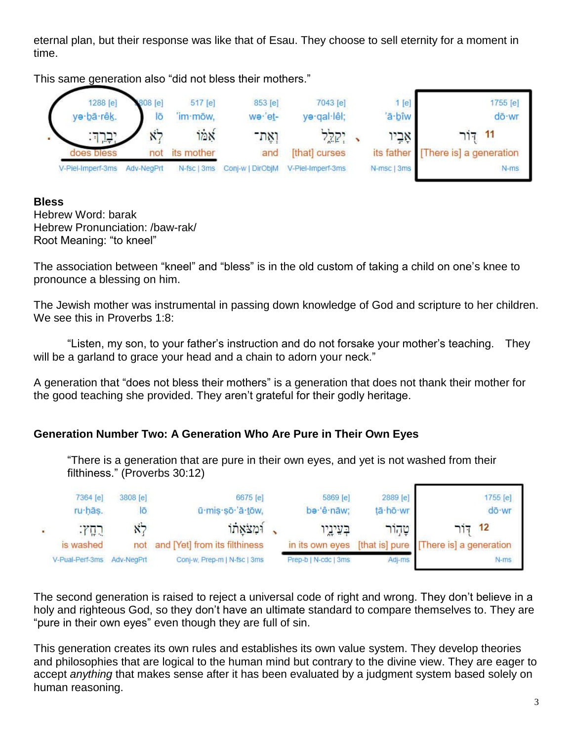eternal plan, but their response was like that of Esau. They choose to sell eternity for a moment in time.

This same generation also “did not bless their mothers.”

| 1288 [e] | 3808 [e] | 517 [e] | 853 [e] | 7043 [e] | 1 [e] | 1755 [e] |
| --- | --- | --- | --- | --- | --- | --- |
| yə·ḇā·rêḵ. | lō | ’im·mōw, | wə·’eṯ- | yə·qal·lêl; | ’ā·ḇîw | dō·wr |
| יְבָרֵֽךְ׃ | לֹ֣א | אִ֝מּ֗וֹ | וְאֶת־ | יְקַלֵּ֑ל | אָבִ֣יו | דּ֭וֹר 11 |
| does bless | not | its mother | and | [that] curses | its father | [There is] a generation |
| V-Piel-Imperf-3ms | Adv-NegPrt | N-fsc \| 3ms | Conj-w \| DirObjM | V-Piel-Imperf-3ms | N-msc \| 3ms | N-ms |

**Bless**
Hebrew Word: barak
Hebrew Pronunciation: /baw-rak/
Root Meaning: “to kneel”

The association between “kneel” and “bless” is in the old custom of taking a child on one’s knee to pronounce a blessing on him.

The Jewish mother was instrumental in passing down knowledge of God and scripture to her children. We see this in Proverbs 1:8:

“Listen, my son, to your father’s instruction and do not forsake your mother’s teaching. They will be a garland to grace your head and a chain to adorn your neck.”

A generation that “does not bless their mothers” is a generation that does not thank their mother for the good teaching she provided. They aren’t grateful for their godly heritage.

### Generation Number Two: A Generation Who Are Pure in Their Own Eyes

“There is a generation that are pure in their own eyes, and yet is not washed from their filthiness.” (Proverbs 30:12)

| 7364 [e] | 3808 [e] | 6675 [e] | 5869 [e] | 2889 [e] | 1755 [e] |
| --- | --- | --- | --- | --- | --- |
| ru·ḥāṣ. | lō | ū·miṣ·ṣō·’ā·ṯōw, | bə·‘ê·nāw; | ṭā·hō·wr | dō·wr |
| רֻחָֽץ׃ | לֹ֣א | וּ֝מִצֹּאָת֗וֹ | בְּעֵינָ֑יו | טָה֣וֹר | דּ֭וֹר 12 |
| is washed | not | and [Yet] from its filthiness | in its own eyes | [that is] pure | [There is] a generation |
| V-Pual-Perf-3ms | Adv-NegPrt | Conj-w, Prep-m \| N-fsc \| 3ms | Prep-b \| N-cdc \| 3ms | Adj-ms | N-ms |

The second generation is raised to reject a universal code of right and wrong. They don’t believe in a holy and righteous God, so they don’t have an ultimate standard to compare themselves to. They are “pure in their own eyes” even though they are full of sin.

This generation creates its own rules and establishes its own value system. They develop theories and philosophies that are logical to the human mind but contrary to the divine view. They are eager to accept *anything* that makes sense after it has been evaluated by a judgment system based solely on human reasoning.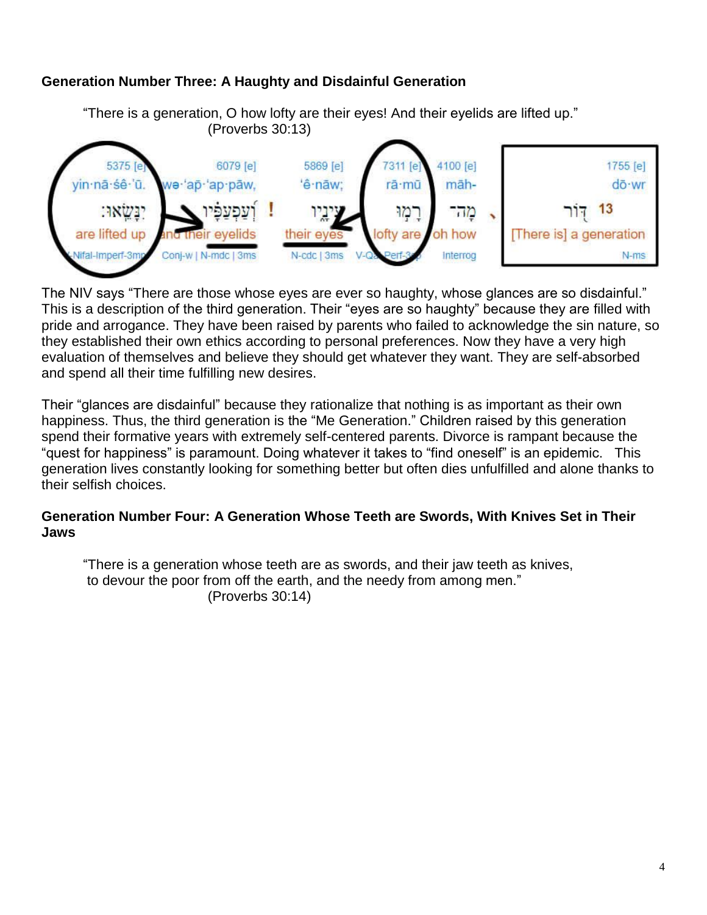**Generation Number Three: A Haughty and Disdainful Generation**

> "There is a generation, O how lofty are their eyes! And their eyelids are lifted up."
> (Proverbs 30:13)

| 5375 [e] | 6079 [e] | 5869 [e] | 7311 [e] | 4100 [e] | 1755 [e] |
|---|---|---|---|---|---|
| yin·nā·śê·'ū. | wə·'ap·'ap·pāw, | 'ê·nāw; | rā·mū | māh- | dō·wr |
| יִנָּשֵׂאוּ׃ | וְעַפְעַפָּיו ! | עֵינָיו | רָמוּ | מָה־ ، | דּוֹר 13 |
| are lifted up | and their eyelids | their eyes | lofty are | oh how | [There is] a generation |
| V-Nifal-Imperf-3mp | Conj-w \| N-mdc \| 3ms | N-cdc \| 3ms | V-Qal-Perf-3cp | Interrog | N-ms |

The NIV says "There are those whose eyes are ever so haughty, whose glances are so disdainful." This is a description of the third generation. Their "eyes are so haughty" because they are filled with pride and arrogance. They have been raised by parents who failed to acknowledge the sin nature, so they established their own ethics according to personal preferences. Now they have a very high evaluation of themselves and believe they should get whatever they want. They are self-absorbed and spend all their time fulfilling new desires.

Their "glances are disdainful" because they rationalize that nothing is as important as their own happiness. Thus, the third generation is the "Me Generation." Children raised by this generation spend their formative years with extremely self-centered parents. Divorce is rampant because the "quest for happiness" is paramount. Doing whatever it takes to "find oneself" is an epidemic. This generation lives constantly looking for something better but often dies unfulfilled and alone thanks to their selfish choices.

**Generation Number Four: A Generation Whose Teeth are Swords, With Knives Set in Their Jaws**

> "There is a generation whose teeth are as swords, and their jaw teeth as knives,
> to devour the poor from off the earth, and the needy from among men."
> (Proverbs 30:14)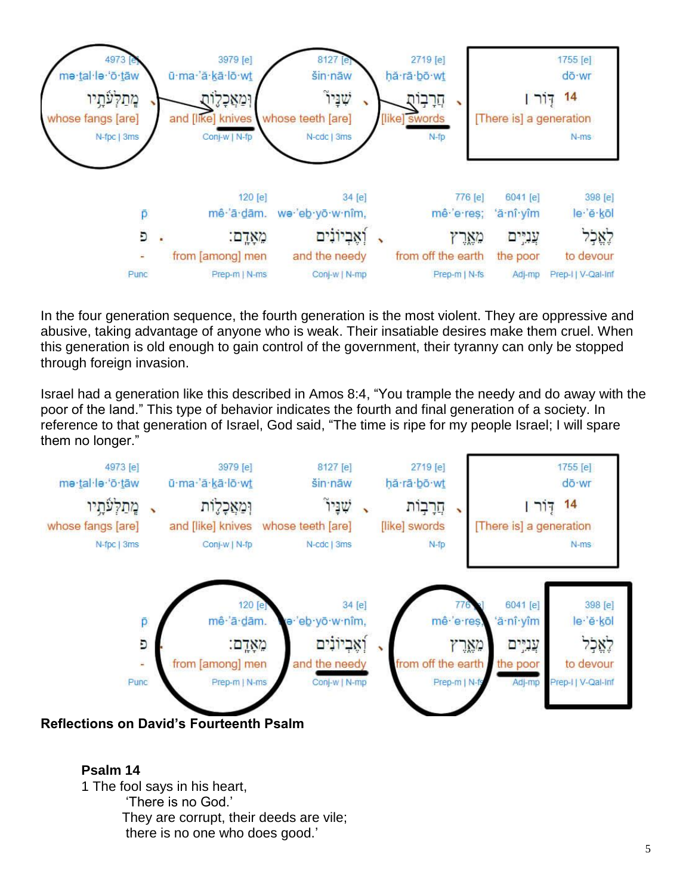| 4973 [e] | 3979 [e] | 8127 [e] | 2719 [e] | 1755 [e] |
|---|---|---|---|---|
| mə·ṯal·lə·‘ō·ṯāw | ū·ma·’ă·ḵā·lō·wṯ | šin·nāw | ḥă·rā·ḇō·wṯ | dō·wr |
| מְתַלְּעֹתָיו ، | וּמַאֲכָלוֹת | שִׁנָּיו ، | חֲרָבוֹת ، | דּ֤וֹר ׀ 14 |
| whose fangs [are] | and [like] knives | whose teeth [are] | [like] swords | [There is] a generation |
| N-fpc \| 3ms | Conj-w \| N-fp | N-cdc \| 3ms | N-fp | N-ms |

| | 120 [e] | 34 [e] | 776 [e] | 6041 [e] | 398 [e] |
|---|---|---|---|---|---|
| p̄ | mê·’ā·ḏām. | wə·’eḇ·yō·w·nîm, | mê·’e·reṣ; | ‘ă·nî·yîm | le·’ĕ·ḵōl |
| פ . | מֵאָדָם: | וְאֶבְיוֹנִים ، | מֵאֶרֶץ | עֲנִיִּים | לֶאֱכֹל |
| - | from [among] men | and the needy | from off the earth | the poor | to devour |
| Punc | Prep-m \| N-ms | Conj-w \| N-mp | Prep-m \| N-fs | Adj-mp | Prep-l \| V-Qal-Inf |

In the four generation sequence, the fourth generation is the most violent. They are oppressive and abusive, taking advantage of anyone who is weak. Their insatiable desires make them cruel. When this generation is old enough to gain control of the government, their tyranny can only be stopped through foreign invasion.

Israel had a generation like this described in Amos 8:4, "You trample the needy and do away with the poor of the land." This type of behavior indicates the fourth and final generation of a society. In reference to that generation of Israel, God said, "The time is ripe for my people Israel; I will spare them no longer."

| 4973 [e] | 3979 [e] | 8127 [e] | 2719 [e] | 1755 [e] |
|---|---|---|---|---|
| mə·ṯal·lə·‘ō·ṯāw | ū·ma·’ă·ḵā·lō·wṯ | šin·nāw | ḥă·rā·ḇō·wṯ | dō·wr |
| מְתַלְּעֹתָיו ، | וּמַאֲכָלוֹת | שִׁנָּיו ، | חֲרָבוֹת ، | דּ֤וֹר ׀ 14 |
| whose fangs [are] | and [like] knives | whose teeth [are] | [like] swords | [There is] a generation |
| N-fpc \| 3ms | Conj-w \| N-fp | N-cdc \| 3ms | N-fp | N-ms |

| | 120 [e] | 34 [e] | 776 [e] | 6041 [e] | 398 [e] |
|---|---|---|---|---|---|
| p̄ | mê·’ā·ḏām. | wə·’eḇ·yō·w·nîm, | mê·’e·reṣ; | ‘ă·nî·yîm | le·’ĕ·ḵōl |
| פ . | מֵאָדָם: | וְאֶבְיוֹנִים ، | מֵאֶרֶץ | עֲנִיִּים | לֶאֱכֹל |
| - | from [among] men | and the needy | from off the earth | the poor | to devour |
| Punc | Prep-m \| N-ms | Conj-w \| N-mp | Prep-m \| N-fs | Adj-mp | Prep-l \| V-Qal-Inf |

**Reflections on David's Fourteenth Psalm**

**Psalm 14**

1 The fool says in his heart,
  'There is no God.'
  They are corrupt, their deeds are vile;
  there is no one who does good.'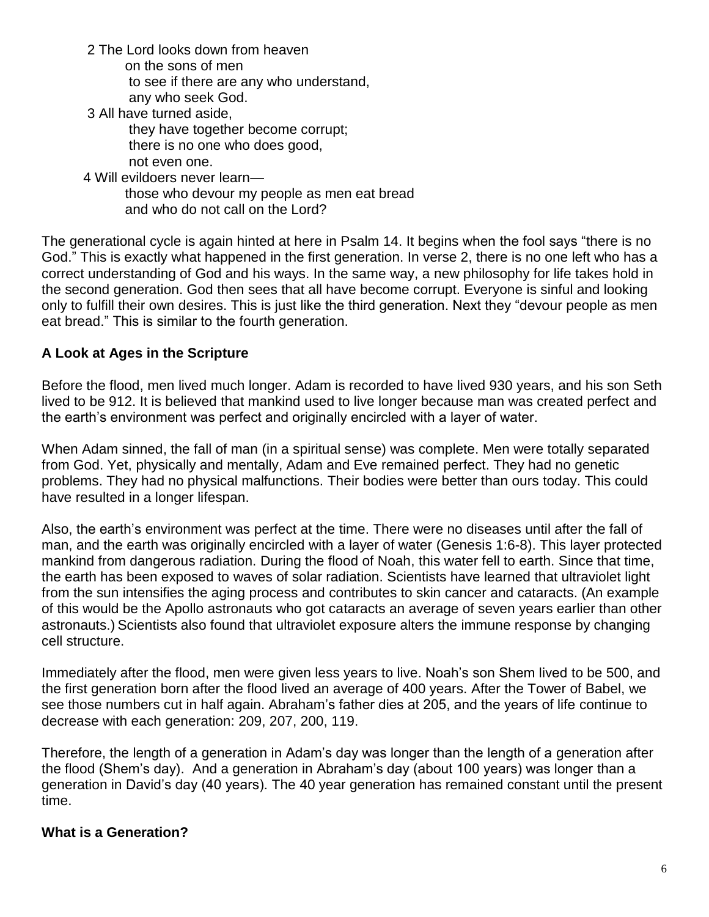2 The Lord looks down from heaven
on the sons of men
to see if there are any who understand,
any who seek God.
3 All have turned aside,
they have together become corrupt;
there is no one who does good,
not even one.
4 Will evildoers never learn—
those who devour my people as men eat bread
and who do not call on the Lord?

The generational cycle is again hinted at here in Psalm 14. It begins when the fool says "there is no God." This is exactly what happened in the first generation. In verse 2, there is no one left who has a correct understanding of God and his ways. In the same way, a new philosophy for life takes hold in the second generation. God then sees that all have become corrupt. Everyone is sinful and looking only to fulfill their own desires. This is just like the third generation. Next they "devour people as men eat bread." This is similar to the fourth generation.

**A Look at Ages in the Scripture**

Before the flood, men lived much longer. Adam is recorded to have lived 930 years, and his son Seth lived to be 912. It is believed that mankind used to live longer because man was created perfect and the earth's environment was perfect and originally encircled with a layer of water.

When Adam sinned, the fall of man (in a spiritual sense) was complete. Men were totally separated from God. Yet, physically and mentally, Adam and Eve remained perfect. They had no genetic problems. They had no physical malfunctions. Their bodies were better than ours today. This could have resulted in a longer lifespan.

Also, the earth's environment was perfect at the time. There were no diseases until after the fall of man, and the earth was originally encircled with a layer of water (Genesis 1:6-8). This layer protected mankind from dangerous radiation. During the flood of Noah, this water fell to earth. Since that time, the earth has been exposed to waves of solar radiation. Scientists have learned that ultraviolet light from the sun intensifies the aging process and contributes to skin cancer and cataracts. (An example of this would be the Apollo astronauts who got cataracts an average of seven years earlier than other astronauts.) Scientists also found that ultraviolet exposure alters the immune response by changing cell structure.

Immediately after the flood, men were given less years to live. Noah's son Shem lived to be 500, and the first generation born after the flood lived an average of 400 years. After the Tower of Babel, we see those numbers cut in half again. Abraham's father dies at 205, and the years of life continue to decrease with each generation: 209, 207, 200, 119.

Therefore, the length of a generation in Adam's day was longer than the length of a generation after the flood (Shem's day). And a generation in Abraham's day (about 100 years) was longer than a generation in David's day (40 years). The 40 year generation has remained constant until the present time.

**What is a Generation?**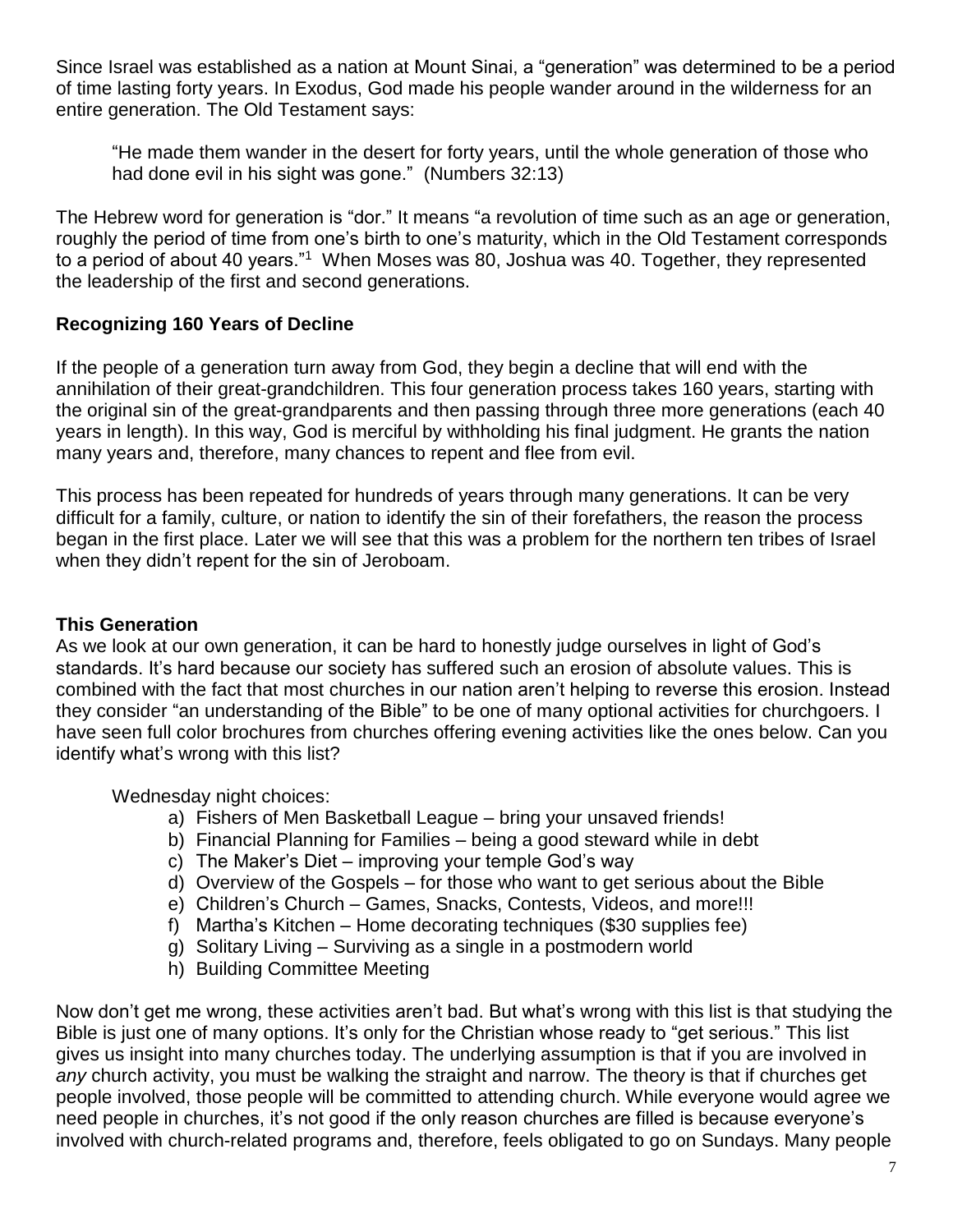Since Israel was established as a nation at Mount Sinai, a "generation" was determined to be a period of time lasting forty years. In Exodus, God made his people wander around in the wilderness for an entire generation. The Old Testament says:

> "He made them wander in the desert for forty years, until the whole generation of those who had done evil in his sight was gone." (Numbers 32:13)

The Hebrew word for generation is "dor." It means "a revolution of time such as an age or generation, roughly the period of time from one's birth to one's maturity, which in the Old Testament corresponds to a period of about 40 years."[1] When Moses was 80, Joshua was 40. Together, they represented the leadership of the first and second generations.

## Recognizing 160 Years of Decline

If the people of a generation turn away from God, they begin a decline that will end with the annihilation of their great-grandchildren. This four generation process takes 160 years, starting with the original sin of the great-grandparents and then passing through three more generations (each 40 years in length). In this way, God is merciful by withholding his final judgment. He grants the nation many years and, therefore, many chances to repent and flee from evil.

This process has been repeated for hundreds of years through many generations. It can be very difficult for a family, culture, or nation to identify the sin of their forefathers, the reason the process began in the first place. Later we will see that this was a problem for the northern ten tribes of Israel when they didn't repent for the sin of Jeroboam.

## This Generation

As we look at our own generation, it can be hard to honestly judge ourselves in light of God's standards. It's hard because our society has suffered such an erosion of absolute values. This is combined with the fact that most churches in our nation aren't helping to reverse this erosion. Instead they consider "an understanding of the Bible" to be one of many optional activities for churchgoers. I have seen full color brochures from churches offering evening activities like the ones below. Can you identify what's wrong with this list?

Wednesday night choices:

a) Fishers of Men Basketball League – bring your unsaved friends!
b) Financial Planning for Families – being a good steward while in debt
c) The Maker's Diet – improving your temple God's way
d) Overview of the Gospels – for those who want to get serious about the Bible
e) Children's Church – Games, Snacks, Contests, Videos, and more!!!
f) Martha's Kitchen – Home decorating techniques ($30 supplies fee)
g) Solitary Living – Surviving as a single in a postmodern world
h) Building Committee Meeting

Now don't get me wrong, these activities aren't bad. But what's wrong with this list is that studying the Bible is just one of many options. It's only for the Christian whose ready to "get serious." This list gives us insight into many churches today. The underlying assumption is that if you are involved in *any* church activity, you must be walking the straight and narrow. The theory is that if churches get people involved, those people will be committed to attending church. While everyone would agree we need people in churches, it's not good if the only reason churches are filled is because everyone's involved with church-related programs and, therefore, feels obligated to go on Sundays. Many people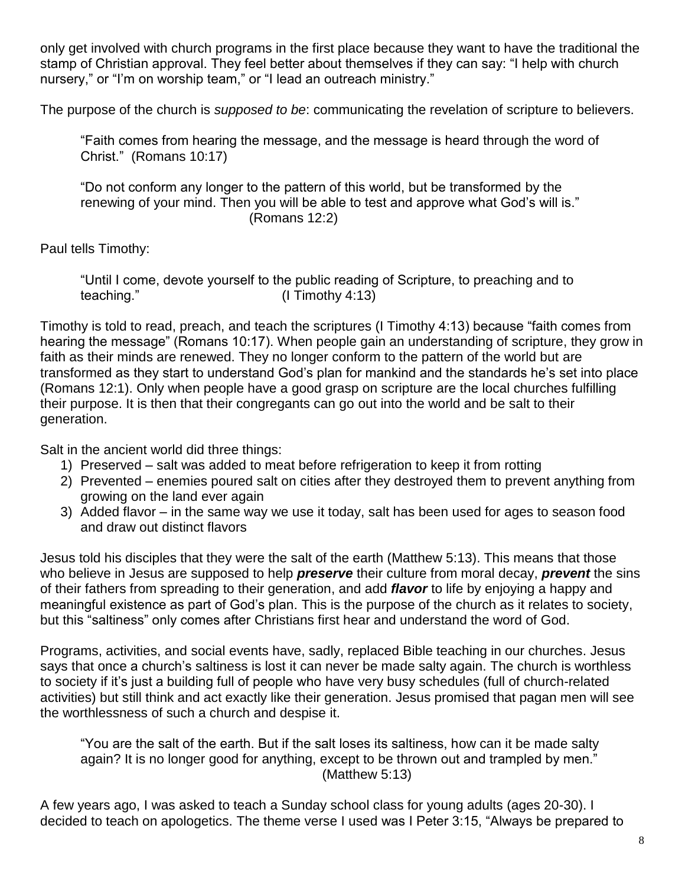only get involved with church programs in the first place because they want to have the traditional the stamp of Christian approval. They feel better about themselves if they can say: "I help with church nursery," or "I'm on worship team," or "I lead an outreach ministry."

The purpose of the church is *supposed to be*: communicating the revelation of scripture to believers.

> "Faith comes from hearing the message, and the message is heard through the word of Christ." (Romans 10:17)
>
> "Do not conform any longer to the pattern of this world, but be transformed by the renewing of your mind. Then you will be able to test and approve what God's will is." (Romans 12:2)

Paul tells Timothy:

> "Until I come, devote yourself to the public reading of Scripture, to preaching and to teaching." (I Timothy 4:13)

Timothy is told to read, preach, and teach the scriptures (I Timothy 4:13) because "faith comes from hearing the message" (Romans 10:17). When people gain an understanding of scripture, they grow in faith as their minds are renewed. They no longer conform to the pattern of the world but are transformed as they start to understand God's plan for mankind and the standards he's set into place (Romans 12:1). Only when people have a good grasp on scripture are the local churches fulfilling their purpose. It is then that their congregants can go out into the world and be salt to their generation.

Salt in the ancient world did three things:

1) Preserved – salt was added to meat before refrigeration to keep it from rotting
2) Prevented – enemies poured salt on cities after they destroyed them to prevent anything from growing on the land ever again
3) Added flavor – in the same way we use it today, salt has been used for ages to season food and draw out distinct flavors

Jesus told his disciples that they were the salt of the earth (Matthew 5:13). This means that those who believe in Jesus are supposed to help ***preserve*** their culture from moral decay, ***prevent*** the sins of their fathers from spreading to their generation, and add ***flavor*** to life by enjoying a happy and meaningful existence as part of God's plan. This is the purpose of the church as it relates to society, but this "saltiness" only comes after Christians first hear and understand the word of God.

Programs, activities, and social events have, sadly, replaced Bible teaching in our churches. Jesus says that once a church's saltiness is lost it can never be made salty again. The church is worthless to society if it's just a building full of people who have very busy schedules (full of church-related activities) but still think and act exactly like their generation. Jesus promised that pagan men will see the worthlessness of such a church and despise it.

> "You are the salt of the earth. But if the salt loses its saltiness, how can it be made salty again? It is no longer good for anything, except to be thrown out and trampled by men." (Matthew 5:13)

A few years ago, I was asked to teach a Sunday school class for young adults (ages 20-30). I decided to teach on apologetics. The theme verse I used was I Peter 3:15, "Always be prepared to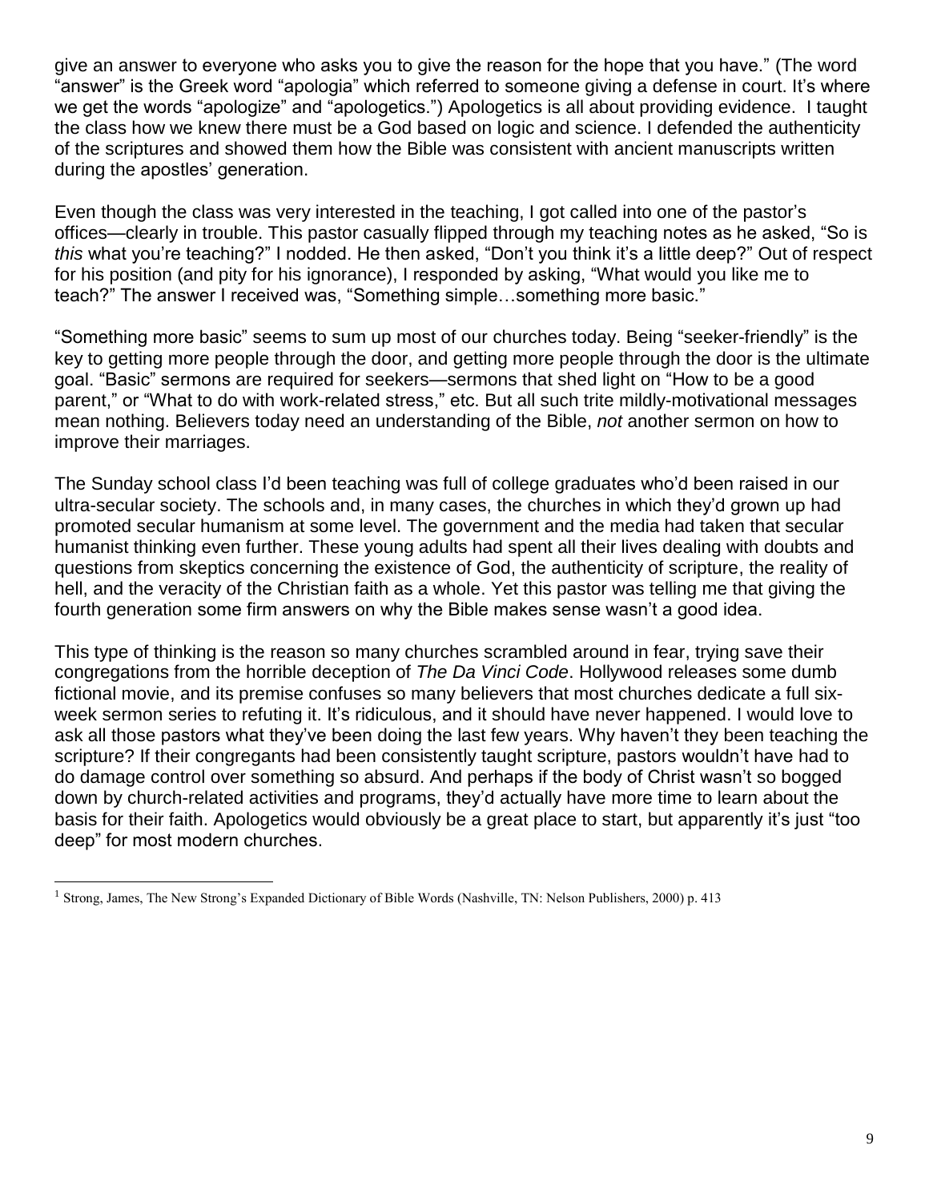give an answer to everyone who asks you to give the reason for the hope that you have." (The word "answer" is the Greek word "apologia" which referred to someone giving a defense in court. It's where we get the words "apologize" and "apologetics.") Apologetics is all about providing evidence. I taught the class how we knew there must be a God based on logic and science. I defended the authenticity of the scriptures and showed them how the Bible was consistent with ancient manuscripts written during the apostles' generation.

Even though the class was very interested in the teaching, I got called into one of the pastor's offices—clearly in trouble. This pastor casually flipped through my teaching notes as he asked, "So is *this* what you're teaching?" I nodded. He then asked, "Don't you think it's a little deep?" Out of respect for his position (and pity for his ignorance), I responded by asking, "What would you like me to teach?" The answer I received was, "Something simple…something more basic."

"Something more basic" seems to sum up most of our churches today. Being "seeker-friendly" is the key to getting more people through the door, and getting more people through the door is the ultimate goal. "Basic" sermons are required for seekers—sermons that shed light on "How to be a good parent," or "What to do with work-related stress," etc. But all such trite mildly-motivational messages mean nothing. Believers today need an understanding of the Bible, *not* another sermon on how to improve their marriages.

The Sunday school class I'd been teaching was full of college graduates who'd been raised in our ultra-secular society. The schools and, in many cases, the churches in which they'd grown up had promoted secular humanism at some level. The government and the media had taken that secular humanist thinking even further. These young adults had spent all their lives dealing with doubts and questions from skeptics concerning the existence of God, the authenticity of scripture, the reality of hell, and the veracity of the Christian faith as a whole. Yet this pastor was telling me that giving the fourth generation some firm answers on why the Bible makes sense wasn't a good idea.

This type of thinking is the reason so many churches scrambled around in fear, trying save their congregations from the horrible deception of *The Da Vinci Code*. Hollywood releases some dumb fictional movie, and its premise confuses so many believers that most churches dedicate a full six-week sermon series to refuting it. It's ridiculous, and it should have never happened. I would love to ask all those pastors what they've been doing the last few years. Why haven't they been teaching the scripture? If their congregants had been consistently taught scripture, pastors wouldn't have had to do damage control over something so absurd. And perhaps if the body of Christ wasn't so bogged down by church-related activities and programs, they'd actually have more time to learn about the basis for their faith. Apologetics would obviously be a great place to start, but apparently it's just "too deep" for most modern churches.

---

[1] Strong, James, The New Strong's Expanded Dictionary of Bible Words (Nashville, TN: Nelson Publishers, 2000) p. 413